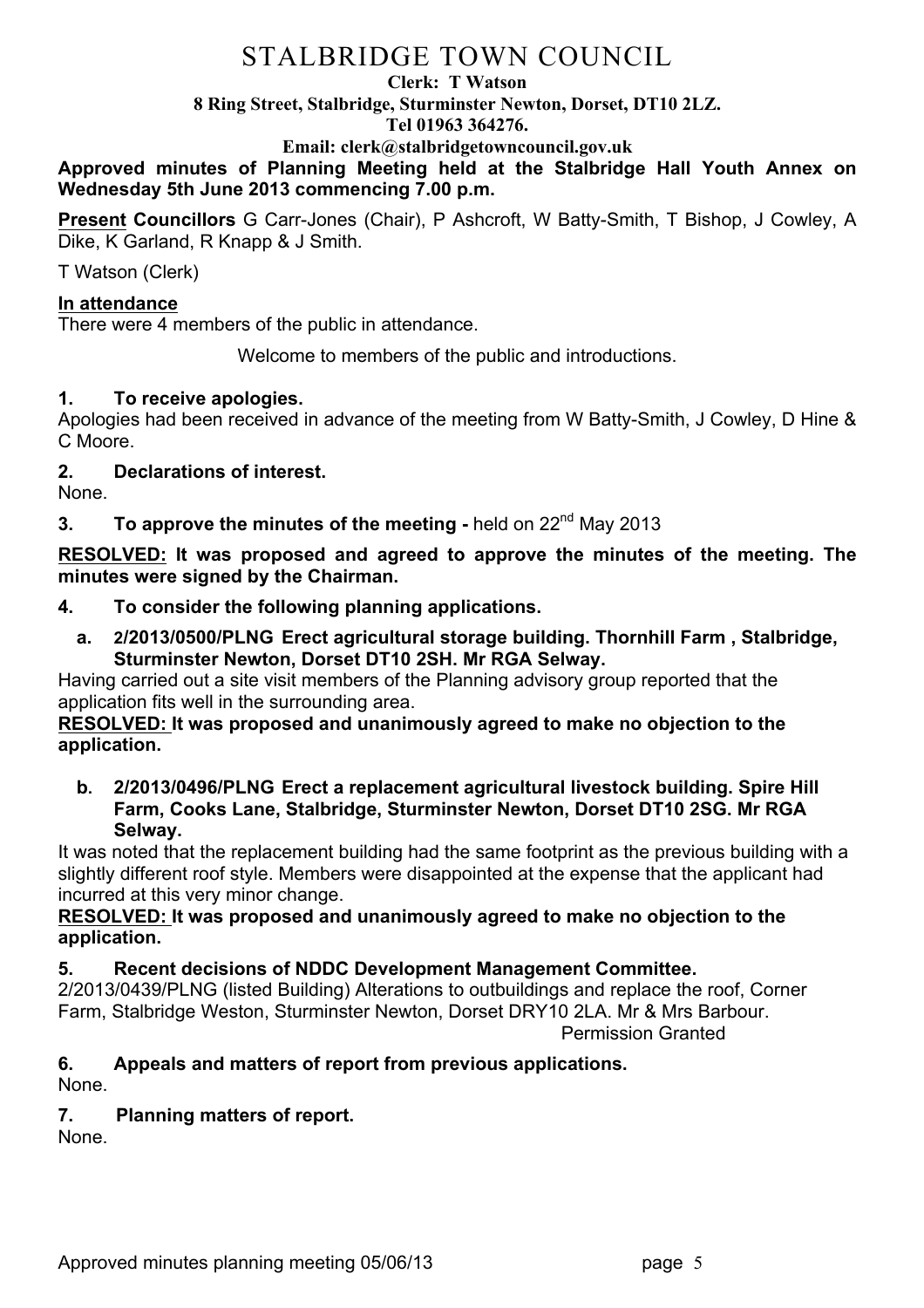# STALBRIDGE TOWN COUNCIL

**Clerk: T Watson**
**8 Ring Street, Stalbridge, Sturminster Newton, Dorset, DT10 2LZ.**
**Tel 01963 364276.**
**Email: clerk@stalbridgetowncouncil.gov.uk**

**Approved minutes of Planning Meeting held at the Stalbridge Hall Youth Annex on Wednesday 5th June 2013 commencing 7.00 p.m.**

**Present Councillors** G Carr-Jones (Chair), P Ashcroft, W Batty-Smith, T Bishop, J Cowley, A Dike, K Garland, R Knapp & J Smith.

T Watson (Clerk)

**In attendance**
There were 4 members of the public in attendance.

Welcome to members of the public and introductions.

## 1. To receive apologies.

Apologies had been received in advance of the meeting from W Batty-Smith, J Cowley, D Hine & C Moore.

## 2. Declarations of interest.

None.

## 3. To approve the minutes of the meeting - held on 22nd May 2013

**RESOLVED: It was proposed and agreed to approve the minutes of the meeting. The minutes were signed by the Chairman.**

## 4. To consider the following planning applications.

**a. 2/2013/0500/PLNG Erect agricultural storage building. Thornhill Farm , Stalbridge, Sturminster Newton, Dorset DT10 2SH. Mr RGA Selway.**

Having carried out a site visit members of the Planning advisory group reported that the application fits well in the surrounding area.

**RESOLVED: It was proposed and unanimously agreed to make no objection to the application.**

**b. 2/2013/0496/PLNG Erect a replacement agricultural livestock building. Spire Hill Farm, Cooks Lane, Stalbridge, Sturminster Newton, Dorset DT10 2SG. Mr RGA Selway.**

It was noted that the replacement building had the same footprint as the previous building with a slightly different roof style. Members were disappointed at the expense that the applicant had incurred at this very minor change.

**RESOLVED: It was proposed and unanimously agreed to make no objection to the application.**

## 5. Recent decisions of NDDC Development Management Committee.

2/2013/0439/PLNG (listed Building) Alterations to outbuildings and replace the roof, Corner Farm, Stalbridge Weston, Sturminster Newton, Dorset DRY10 2LA. Mr & Mrs Barbour.

Permission Granted

## 6. Appeals and matters of report from previous applications.

None.

## 7. Planning matters of report.

None.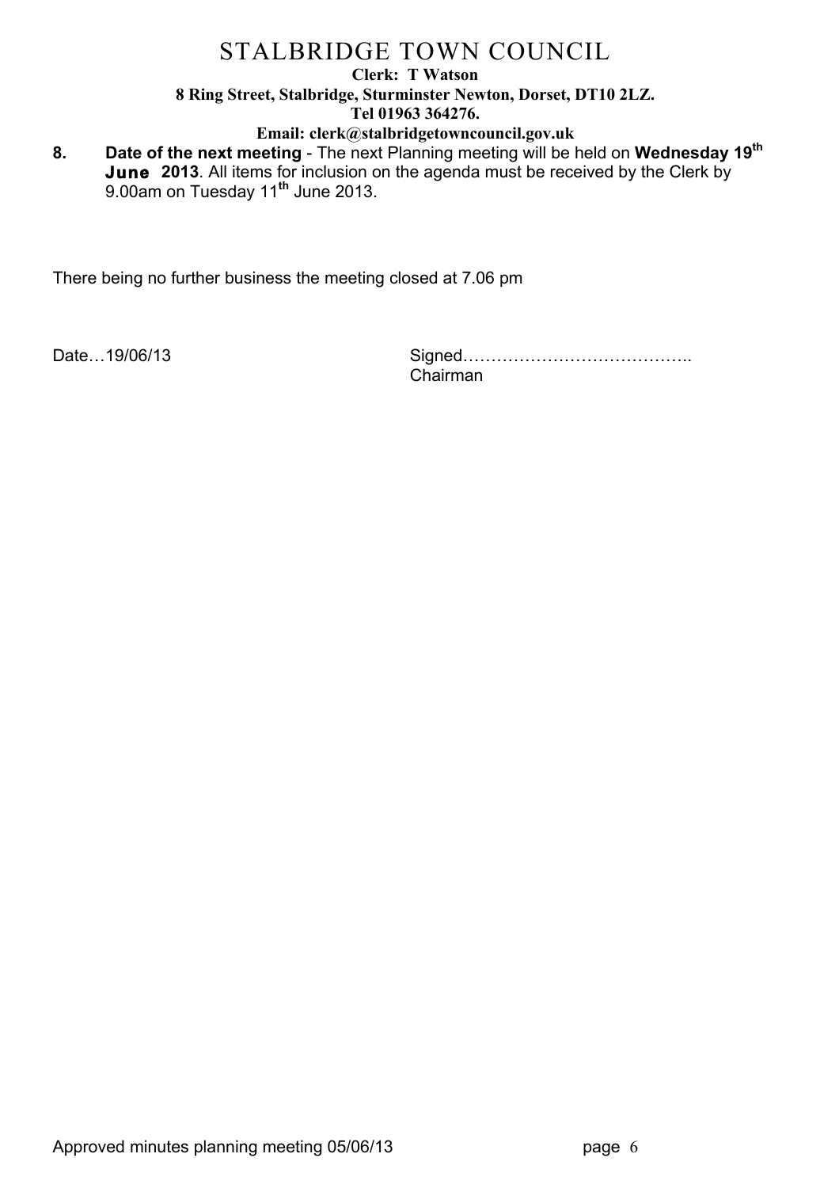# STALBRIDGE TOWN COUNCIL

**Clerk: T Watson**
**8 Ring Street, Stalbridge, Sturminster Newton, Dorset, DT10 2LZ.**
**Tel 01963 364276.**
**Email: clerk@stalbridgetowncouncil.gov.uk**

**8. Date of the next meeting** - The next Planning meeting will be held on **Wednesday 19th June 2013**. All items for inclusion on the agenda must be received by the Clerk by 9.00am on Tuesday 11th June 2013.

There being no further business the meeting closed at 7.06 pm

Date…19/06/13

Signed…………………………………..
Chairman